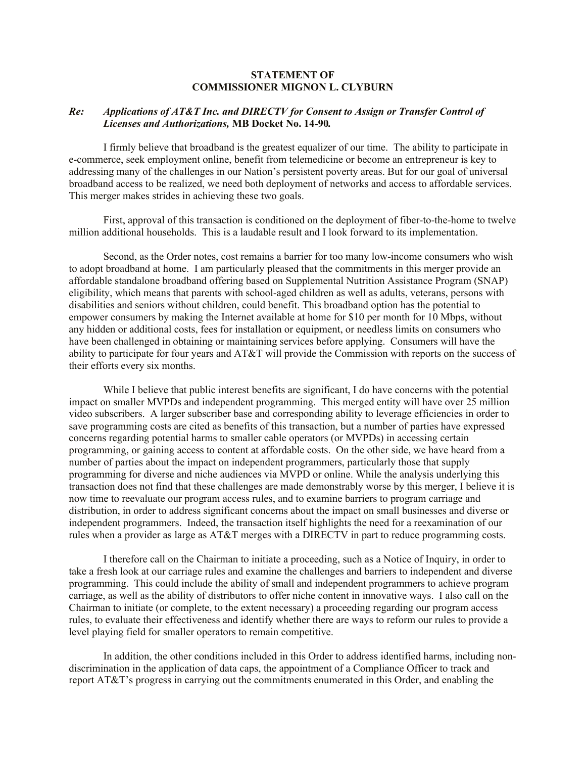**STATEMENT OF**
**COMMISSIONER MIGNON L. CLYBURN**

***Re: Applications of AT&T Inc. and DIRECTV for Consent to Assign or Transfer Control of Licenses and Authorizations,* MB Docket No. 14-90*.***

I firmly believe that broadband is the greatest equalizer of our time. The ability to participate in e-commerce, seek employment online, benefit from telemedicine or become an entrepreneur is key to addressing many of the challenges in our Nation's persistent poverty areas. But for our goal of universal broadband access to be realized, we need both deployment of networks and access to affordable services. This merger makes strides in achieving these two goals.

First, approval of this transaction is conditioned on the deployment of fiber-to-the-home to twelve million additional households. This is a laudable result and I look forward to its implementation.

Second, as the Order notes, cost remains a barrier for too many low-income consumers who wish to adopt broadband at home. I am particularly pleased that the commitments in this merger provide an affordable standalone broadband offering based on Supplemental Nutrition Assistance Program (SNAP) eligibility, which means that parents with school-aged children as well as adults, veterans, persons with disabilities and seniors without children, could benefit. This broadband option has the potential to empower consumers by making the Internet available at home for $10 per month for 10 Mbps, without any hidden or additional costs, fees for installation or equipment, or needless limits on consumers who have been challenged in obtaining or maintaining services before applying. Consumers will have the ability to participate for four years and AT&T will provide the Commission with reports on the success of their efforts every six months.

While I believe that public interest benefits are significant, I do have concerns with the potential impact on smaller MVPDs and independent programming. This merged entity will have over 25 million video subscribers. A larger subscriber base and corresponding ability to leverage efficiencies in order to save programming costs are cited as benefits of this transaction, but a number of parties have expressed concerns regarding potential harms to smaller cable operators (or MVPDs) in accessing certain programming, or gaining access to content at affordable costs. On the other side, we have heard from a number of parties about the impact on independent programmers, particularly those that supply programming for diverse and niche audiences via MVPD or online. While the analysis underlying this transaction does not find that these challenges are made demonstrably worse by this merger, I believe it is now time to reevaluate our program access rules, and to examine barriers to program carriage and distribution, in order to address significant concerns about the impact on small businesses and diverse or independent programmers. Indeed, the transaction itself highlights the need for a reexamination of our rules when a provider as large as AT&T merges with a DIRECTV in part to reduce programming costs.

I therefore call on the Chairman to initiate a proceeding, such as a Notice of Inquiry, in order to take a fresh look at our carriage rules and examine the challenges and barriers to independent and diverse programming. This could include the ability of small and independent programmers to achieve program carriage, as well as the ability of distributors to offer niche content in innovative ways. I also call on the Chairman to initiate (or complete, to the extent necessary) a proceeding regarding our program access rules, to evaluate their effectiveness and identify whether there are ways to reform our rules to provide a level playing field for smaller operators to remain competitive.

In addition, the other conditions included in this Order to address identified harms, including non-discrimination in the application of data caps, the appointment of a Compliance Officer to track and report AT&T's progress in carrying out the commitments enumerated in this Order, and enabling the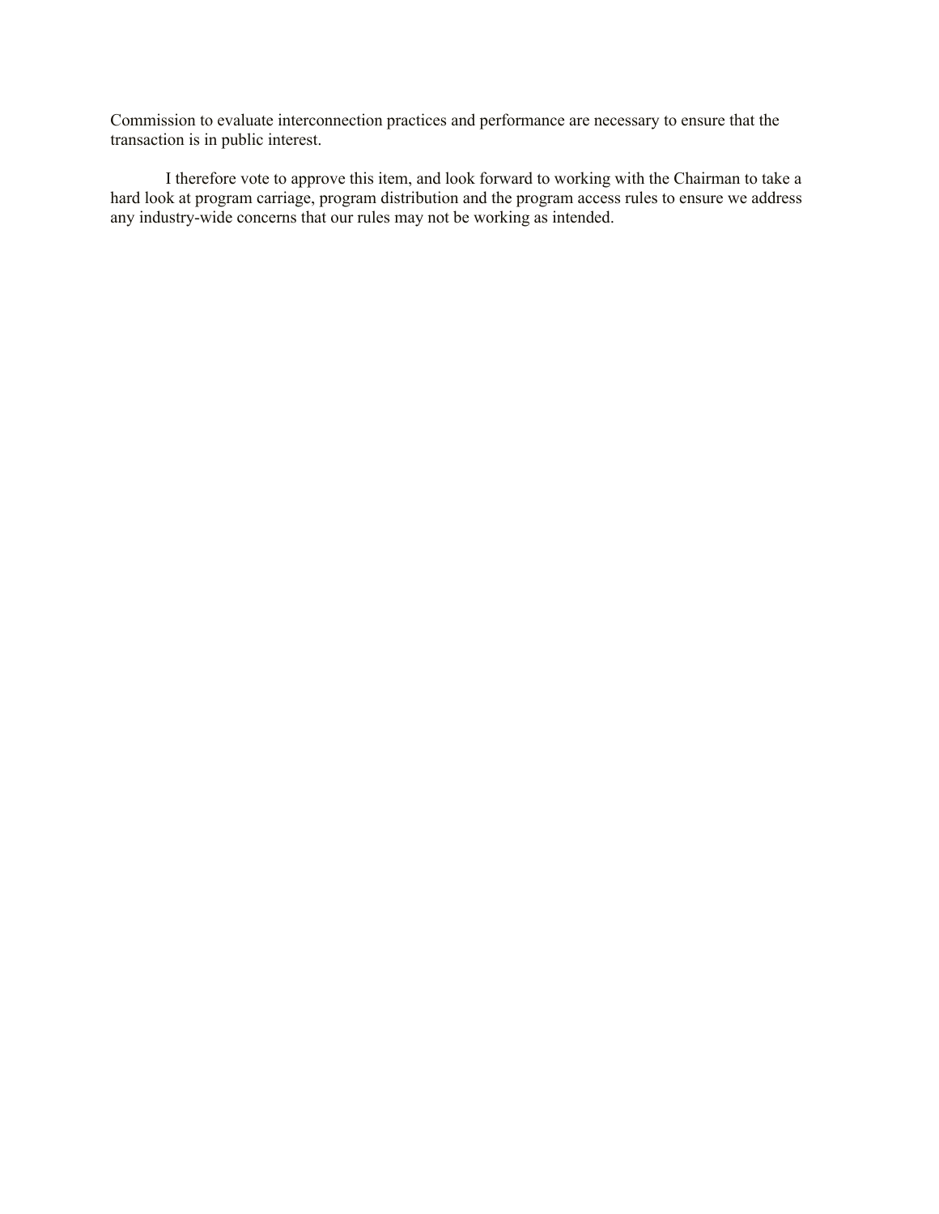Commission to evaluate interconnection practices and performance are necessary to ensure that the transaction is in public interest.

I therefore vote to approve this item, and look forward to working with the Chairman to take a hard look at program carriage, program distribution and the program access rules to ensure we address any industry-wide concerns that our rules may not be working as intended.